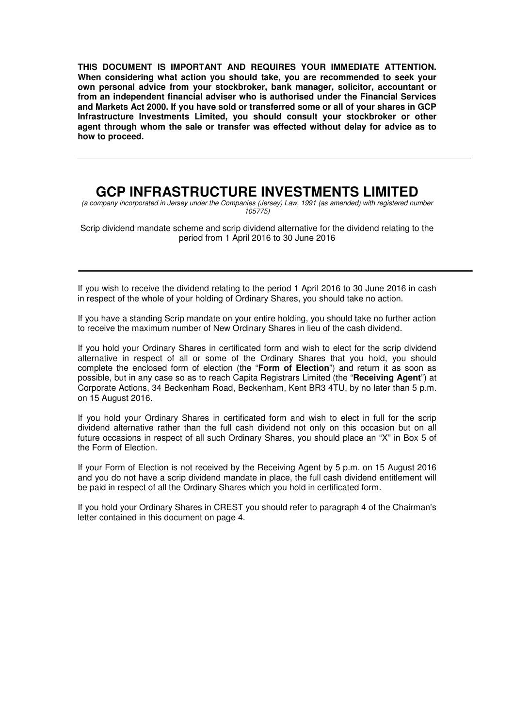**THIS DOCUMENT IS IMPORTANT AND REQUIRES YOUR IMMEDIATE ATTENTION. When considering what action you should take, you are recommended to seek your own personal advice from your stockbroker, bank manager, solicitor, accountant or from an independent financial adviser who is authorised under the Financial Services and Markets Act 2000. If you have sold or transferred some or all of your shares in GCP Infrastructure Investments Limited, you should consult your stockbroker or other agent through whom the sale or transfer was effected without delay for advice as to how to proceed.**

---

# GCP INFRASTRUCTURE INVESTMENTS LIMITED

*(a company incorporated in Jersey under the Companies (Jersey) Law, 1991 (as amended) with registered number 105775)*

Scrip dividend mandate scheme and scrip dividend alternative for the dividend relating to the period from 1 April 2016 to 30 June 2016

---

If you wish to receive the dividend relating to the period 1 April 2016 to 30 June 2016 in cash in respect of the whole of your holding of Ordinary Shares, you should take no action.

If you have a standing Scrip mandate on your entire holding, you should take no further action to receive the maximum number of New Ordinary Shares in lieu of the cash dividend.

If you hold your Ordinary Shares in certificated form and wish to elect for the scrip dividend alternative in respect of all or some of the Ordinary Shares that you hold, you should complete the enclosed form of election (the "**Form of Election**") and return it as soon as possible, but in any case so as to reach Capita Registrars Limited (the "**Receiving Agent**") at Corporate Actions, 34 Beckenham Road, Beckenham, Kent BR3 4TU, by no later than 5 p.m. on 15 August 2016.

If you hold your Ordinary Shares in certificated form and wish to elect in full for the scrip dividend alternative rather than the full cash dividend not only on this occasion but on all future occasions in respect of all such Ordinary Shares, you should place an "X" in Box 5 of the Form of Election.

If your Form of Election is not received by the Receiving Agent by 5 p.m. on 15 August 2016 and you do not have a scrip dividend mandate in place, the full cash dividend entitlement will be paid in respect of all the Ordinary Shares which you hold in certificated form.

If you hold your Ordinary Shares in CREST you should refer to paragraph 4 of the Chairman's letter contained in this document on page 4.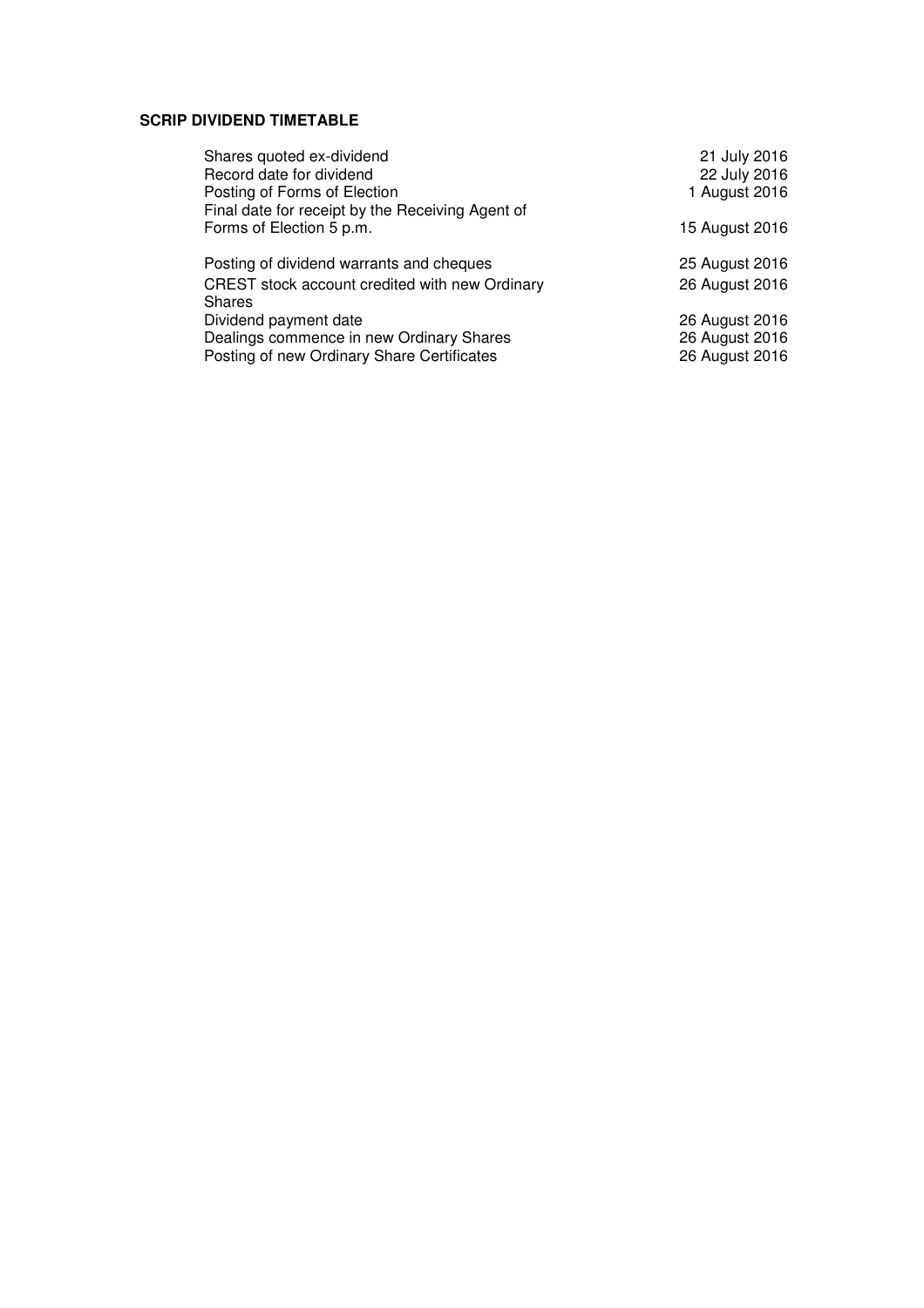**SCRIP DIVIDEND TIMETABLE**

| | |
|---|---|
| Shares quoted ex-dividend | 21 July 2016 |
| Record date for dividend | 22 July 2016 |
| Posting of Forms of Election | 1 August 2016 |
| Final date for receipt by the Receiving Agent of Forms of Election 5 p.m. | 15 August 2016 |
| Posting of dividend warrants and cheques | 25 August 2016 |
| CREST stock account credited with new Ordinary Shares | 26 August 2016 |
| Dividend payment date | 26 August 2016 |
| Dealings commence in new Ordinary Shares | 26 August 2016 |
| Posting of new Ordinary Share Certificates | 26 August 2016 |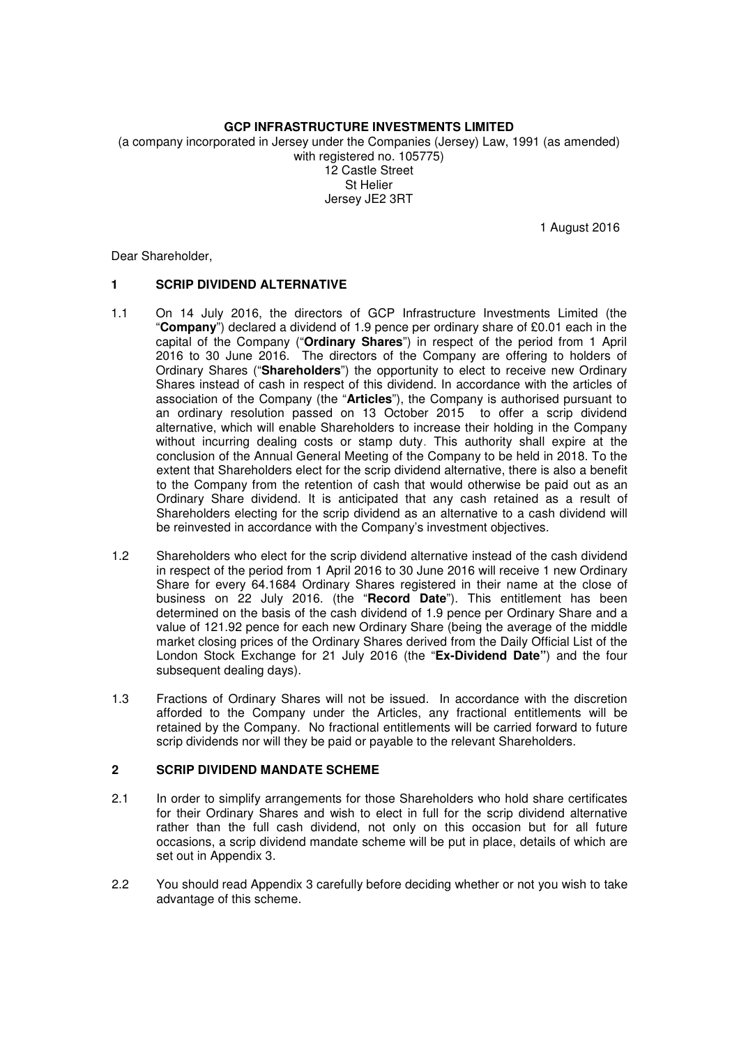**GCP INFRASTRUCTURE INVESTMENTS LIMITED**

(a company incorporated in Jersey under the Companies (Jersey) Law, 1991 (as amended) with registered no. 105775)
12 Castle Street
St Helier
Jersey JE2 3RT

1 August 2016

Dear Shareholder,

## 1 SCRIP DIVIDEND ALTERNATIVE

1.1 On 14 July 2016, the directors of GCP Infrastructure Investments Limited (the "**Company**") declared a dividend of 1.9 pence per ordinary share of £0.01 each in the capital of the Company ("**Ordinary Shares**") in respect of the period from 1 April 2016 to 30 June 2016. The directors of the Company are offering to holders of Ordinary Shares ("**Shareholders**") the opportunity to elect to receive new Ordinary Shares instead of cash in respect of this dividend. In accordance with the articles of association of the Company (the "**Articles**"), the Company is authorised pursuant to an ordinary resolution passed on 13 October 2015 to offer a scrip dividend alternative, which will enable Shareholders to increase their holding in the Company without incurring dealing costs or stamp duty. This authority shall expire at the conclusion of the Annual General Meeting of the Company to be held in 2018. To the extent that Shareholders elect for the scrip dividend alternative, there is also a benefit to the Company from the retention of cash that would otherwise be paid out as an Ordinary Share dividend. It is anticipated that any cash retained as a result of Shareholders electing for the scrip dividend as an alternative to a cash dividend will be reinvested in accordance with the Company's investment objectives.

1.2 Shareholders who elect for the scrip dividend alternative instead of the cash dividend in respect of the period from 1 April 2016 to 30 June 2016 will receive 1 new Ordinary Share for every 64.1684 Ordinary Shares registered in their name at the close of business on 22 July 2016. (the "**Record Date**"). This entitlement has been determined on the basis of the cash dividend of 1.9 pence per Ordinary Share and a value of 121.92 pence for each new Ordinary Share (being the average of the middle market closing prices of the Ordinary Shares derived from the Daily Official List of the London Stock Exchange for 21 July 2016 (the "**Ex-Dividend Date"**) and the four subsequent dealing days).

1.3 Fractions of Ordinary Shares will not be issued. In accordance with the discretion afforded to the Company under the Articles, any fractional entitlements will be retained by the Company. No fractional entitlements will be carried forward to future scrip dividends nor will they be paid or payable to the relevant Shareholders.

## 2 SCRIP DIVIDEND MANDATE SCHEME

2.1 In order to simplify arrangements for those Shareholders who hold share certificates for their Ordinary Shares and wish to elect in full for the scrip dividend alternative rather than the full cash dividend, not only on this occasion but for all future occasions, a scrip dividend mandate scheme will be put in place, details of which are set out in Appendix 3.

2.2 You should read Appendix 3 carefully before deciding whether or not you wish to take advantage of this scheme.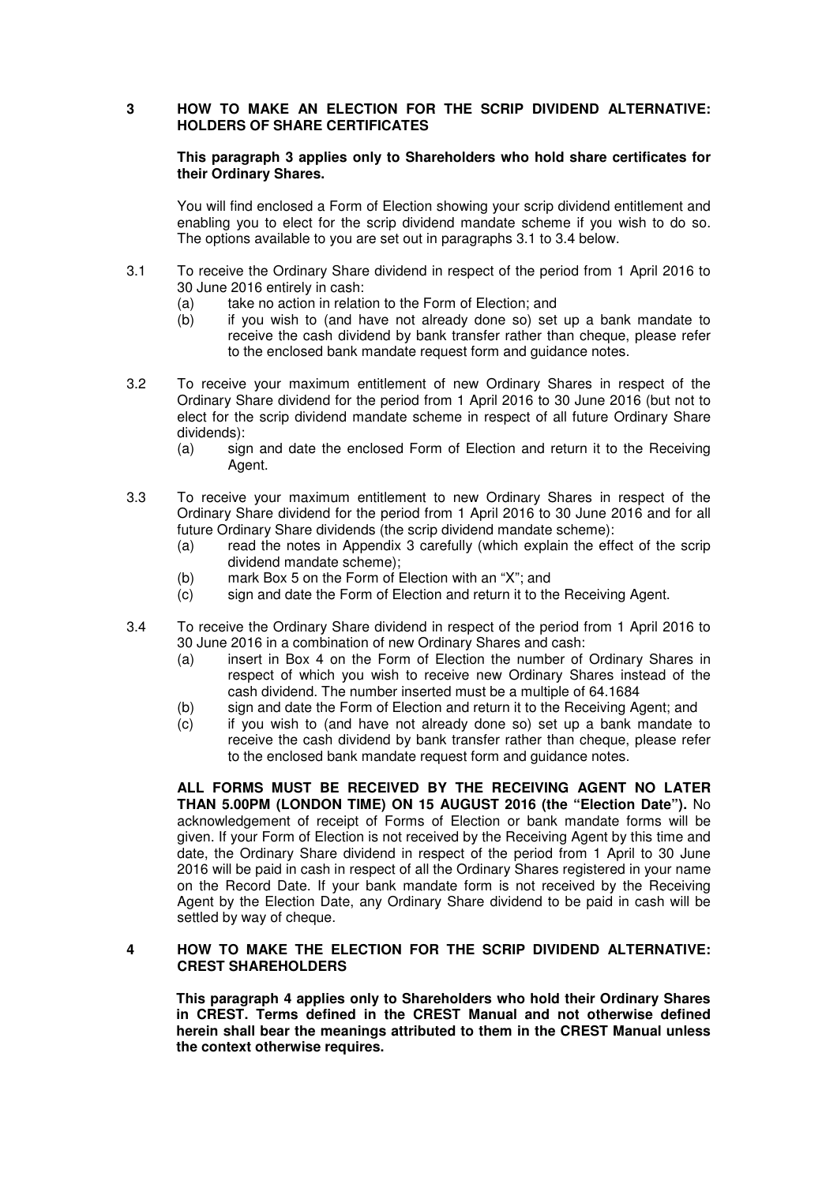## 3 HOW TO MAKE AN ELECTION FOR THE SCRIP DIVIDEND ALTERNATIVE: HOLDERS OF SHARE CERTIFICATES

**This paragraph 3 applies only to Shareholders who hold share certificates for their Ordinary Shares.**

You will find enclosed a Form of Election showing your scrip dividend entitlement and enabling you to elect for the scrip dividend mandate scheme if you wish to do so. The options available to you are set out in paragraphs 3.1 to 3.4 below.

3.1 To receive the Ordinary Share dividend in respect of the period from 1 April 2016 to 30 June 2016 entirely in cash:

- (a) take no action in relation to the Form of Election; and
- (b) if you wish to (and have not already done so) set up a bank mandate to receive the cash dividend by bank transfer rather than cheque, please refer to the enclosed bank mandate request form and guidance notes.

3.2 To receive your maximum entitlement of new Ordinary Shares in respect of the Ordinary Share dividend for the period from 1 April 2016 to 30 June 2016 (but not to elect for the scrip dividend mandate scheme in respect of all future Ordinary Share dividends):

- (a) sign and date the enclosed Form of Election and return it to the Receiving Agent.

3.3 To receive your maximum entitlement to new Ordinary Shares in respect of the Ordinary Share dividend for the period from 1 April 2016 to 30 June 2016 and for all future Ordinary Share dividends (the scrip dividend mandate scheme):

- (a) read the notes in Appendix 3 carefully (which explain the effect of the scrip dividend mandate scheme);
- (b) mark Box 5 on the Form of Election with an "X"; and
- (c) sign and date the Form of Election and return it to the Receiving Agent.

3.4 To receive the Ordinary Share dividend in respect of the period from 1 April 2016 to 30 June 2016 in a combination of new Ordinary Shares and cash:

- (a) insert in Box 4 on the Form of Election the number of Ordinary Shares in respect of which you wish to receive new Ordinary Shares instead of the cash dividend. The number inserted must be a multiple of 64.1684
- (b) sign and date the Form of Election and return it to the Receiving Agent; and
- (c) if you wish to (and have not already done so) set up a bank mandate to receive the cash dividend by bank transfer rather than cheque, please refer to the enclosed bank mandate request form and guidance notes.

**ALL FORMS MUST BE RECEIVED BY THE RECEIVING AGENT NO LATER THAN 5.00PM (LONDON TIME) ON 15 AUGUST 2016 (the "Election Date").** No acknowledgement of receipt of Forms of Election or bank mandate forms will be given. If your Form of Election is not received by the Receiving Agent by this time and date, the Ordinary Share dividend in respect of the period from 1 April to 30 June 2016 will be paid in cash in respect of all the Ordinary Shares registered in your name on the Record Date. If your bank mandate form is not received by the Receiving Agent by the Election Date, any Ordinary Share dividend to be paid in cash will be settled by way of cheque.

## 4 HOW TO MAKE THE ELECTION FOR THE SCRIP DIVIDEND ALTERNATIVE: CREST SHAREHOLDERS

**This paragraph 4 applies only to Shareholders who hold their Ordinary Shares in CREST. Terms defined in the CREST Manual and not otherwise defined herein shall bear the meanings attributed to them in the CREST Manual unless the context otherwise requires.**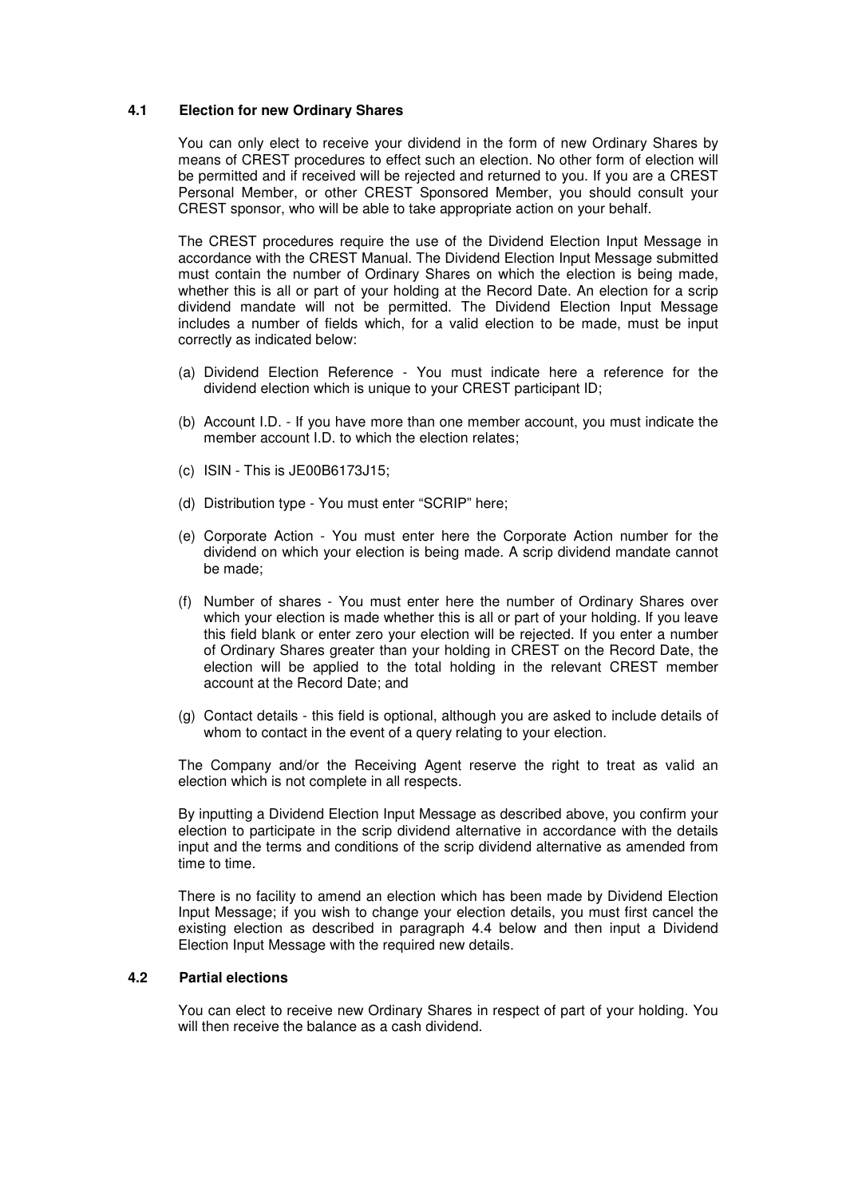### 4.1 Election for new Ordinary Shares

You can only elect to receive your dividend in the form of new Ordinary Shares by means of CREST procedures to effect such an election. No other form of election will be permitted and if received will be rejected and returned to you. If you are a CREST Personal Member, or other CREST Sponsored Member, you should consult your CREST sponsor, who will be able to take appropriate action on your behalf.

The CREST procedures require the use of the Dividend Election Input Message in accordance with the CREST Manual. The Dividend Election Input Message submitted must contain the number of Ordinary Shares on which the election is being made, whether this is all or part of your holding at the Record Date. An election for a scrip dividend mandate will not be permitted. The Dividend Election Input Message includes a number of fields which, for a valid election to be made, must be input correctly as indicated below:

(a) Dividend Election Reference - You must indicate here a reference for the dividend election which is unique to your CREST participant ID;

(b) Account I.D. - If you have more than one member account, you must indicate the member account I.D. to which the election relates;

(c) ISIN - This is JE00B6173J15;

(d) Distribution type - You must enter "SCRIP" here;

(e) Corporate Action - You must enter here the Corporate Action number for the dividend on which your election is being made. A scrip dividend mandate cannot be made;

(f) Number of shares - You must enter here the number of Ordinary Shares over which your election is made whether this is all or part of your holding. If you leave this field blank or enter zero your election will be rejected. If you enter a number of Ordinary Shares greater than your holding in CREST on the Record Date, the election will be applied to the total holding in the relevant CREST member account at the Record Date; and

(g) Contact details - this field is optional, although you are asked to include details of whom to contact in the event of a query relating to your election.

The Company and/or the Receiving Agent reserve the right to treat as valid an election which is not complete in all respects.

By inputting a Dividend Election Input Message as described above, you confirm your election to participate in the scrip dividend alternative in accordance with the details input and the terms and conditions of the scrip dividend alternative as amended from time to time.

There is no facility to amend an election which has been made by Dividend Election Input Message; if you wish to change your election details, you must first cancel the existing election as described in paragraph 4.4 below and then input a Dividend Election Input Message with the required new details.

### 4.2 Partial elections

You can elect to receive new Ordinary Shares in respect of part of your holding. You will then receive the balance as a cash dividend.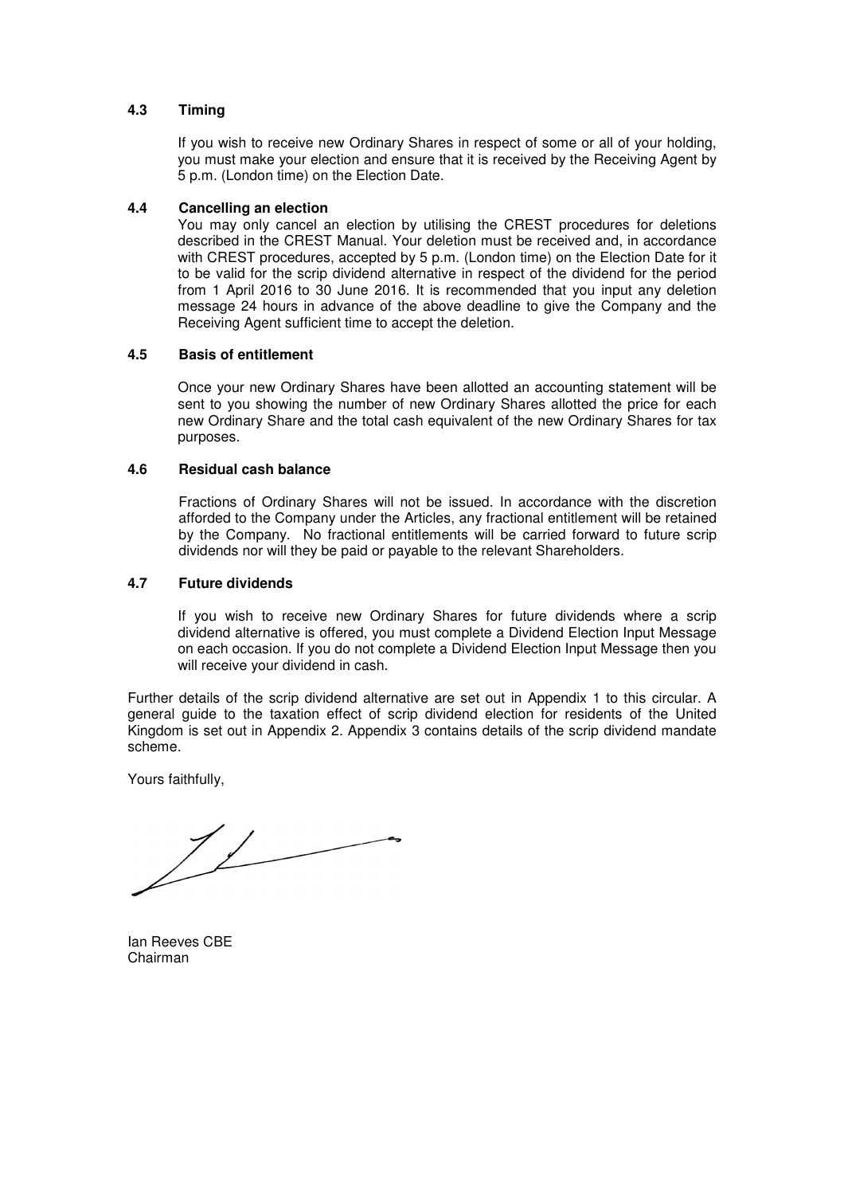### 4.3 Timing

If you wish to receive new Ordinary Shares in respect of some or all of your holding, you must make your election and ensure that it is received by the Receiving Agent by 5 p.m. (London time) on the Election Date.

### 4.4 Cancelling an election

You may only cancel an election by utilising the CREST procedures for deletions described in the CREST Manual. Your deletion must be received and, in accordance with CREST procedures, accepted by 5 p.m. (London time) on the Election Date for it to be valid for the scrip dividend alternative in respect of the dividend for the period from 1 April 2016 to 30 June 2016. It is recommended that you input any deletion message 24 hours in advance of the above deadline to give the Company and the Receiving Agent sufficient time to accept the deletion.

### 4.5 Basis of entitlement

Once your new Ordinary Shares have been allotted an accounting statement will be sent to you showing the number of new Ordinary Shares allotted the price for each new Ordinary Share and the total cash equivalent of the new Ordinary Shares for tax purposes.

### 4.6 Residual cash balance

Fractions of Ordinary Shares will not be issued. In accordance with the discretion afforded to the Company under the Articles, any fractional entitlement will be retained by the Company. No fractional entitlements will be carried forward to future scrip dividends nor will they be paid or payable to the relevant Shareholders.

### 4.7 Future dividends

If you wish to receive new Ordinary Shares for future dividends where a scrip dividend alternative is offered, you must complete a Dividend Election Input Message on each occasion. If you do not complete a Dividend Election Input Message then you will receive your dividend in cash.

Further details of the scrip dividend alternative are set out in Appendix 1 to this circular. A general guide to the taxation effect of scrip dividend election for residents of the United Kingdom is set out in Appendix 2. Appendix 3 contains details of the scrip dividend mandate scheme.

Yours faithfully,

Ian Reeves CBE
Chairman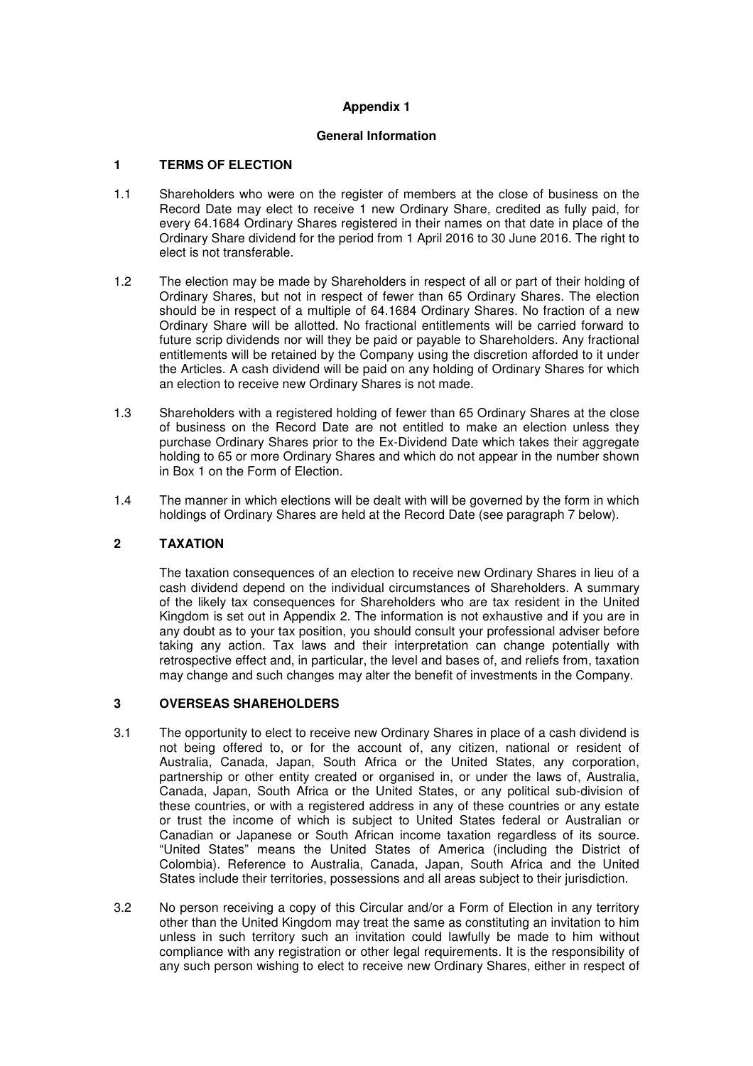# Appendix 1

## General Information

### 1 TERMS OF ELECTION

1.1 Shareholders who were on the register of members at the close of business on the Record Date may elect to receive 1 new Ordinary Share, credited as fully paid, for every 64.1684 Ordinary Shares registered in their names on that date in place of the Ordinary Share dividend for the period from 1 April 2016 to 30 June 2016. The right to elect is not transferable.

1.2 The election may be made by Shareholders in respect of all or part of their holding of Ordinary Shares, but not in respect of fewer than 65 Ordinary Shares. The election should be in respect of a multiple of 64.1684 Ordinary Shares. No fraction of a new Ordinary Share will be allotted. No fractional entitlements will be carried forward to future scrip dividends nor will they be paid or payable to Shareholders. Any fractional entitlements will be retained by the Company using the discretion afforded to it under the Articles. A cash dividend will be paid on any holding of Ordinary Shares for which an election to receive new Ordinary Shares is not made.

1.3 Shareholders with a registered holding of fewer than 65 Ordinary Shares at the close of business on the Record Date are not entitled to make an election unless they purchase Ordinary Shares prior to the Ex-Dividend Date which takes their aggregate holding to 65 or more Ordinary Shares and which do not appear in the number shown in Box 1 on the Form of Election.

1.4 The manner in which elections will be dealt with will be governed by the form in which holdings of Ordinary Shares are held at the Record Date (see paragraph 7 below).

### 2 TAXATION

The taxation consequences of an election to receive new Ordinary Shares in lieu of a cash dividend depend on the individual circumstances of Shareholders. A summary of the likely tax consequences for Shareholders who are tax resident in the United Kingdom is set out in Appendix 2. The information is not exhaustive and if you are in any doubt as to your tax position, you should consult your professional adviser before taking any action. Tax laws and their interpretation can change potentially with retrospective effect and, in particular, the level and bases of, and reliefs from, taxation may change and such changes may alter the benefit of investments in the Company.

### 3 OVERSEAS SHAREHOLDERS

3.1 The opportunity to elect to receive new Ordinary Shares in place of a cash dividend is not being offered to, or for the account of, any citizen, national or resident of Australia, Canada, Japan, South Africa or the United States, any corporation, partnership or other entity created or organised in, or under the laws of, Australia, Canada, Japan, South Africa or the United States, or any political sub-division of these countries, or with a registered address in any of these countries or any estate or trust the income of which is subject to United States federal or Australian or Canadian or Japanese or South African income taxation regardless of its source. "United States" means the United States of America (including the District of Colombia). Reference to Australia, Canada, Japan, South Africa and the United States include their territories, possessions and all areas subject to their jurisdiction.

3.2 No person receiving a copy of this Circular and/or a Form of Election in any territory other than the United Kingdom may treat the same as constituting an invitation to him unless in such territory such an invitation could lawfully be made to him without compliance with any registration or other legal requirements. It is the responsibility of any such person wishing to elect to receive new Ordinary Shares, either in respect of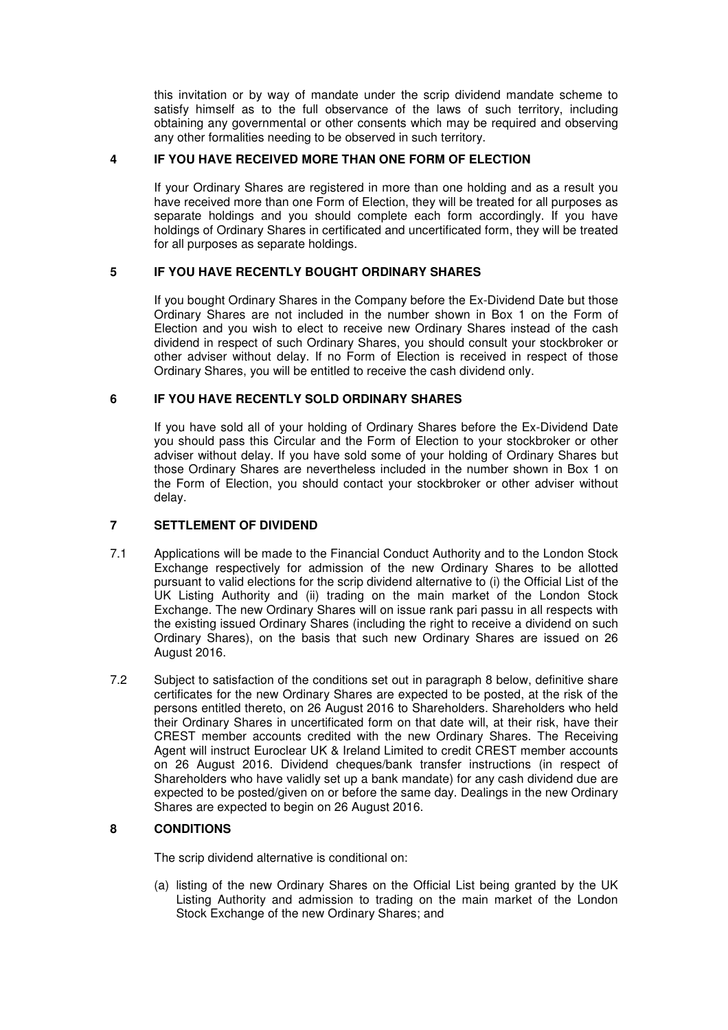this invitation or by way of mandate under the scrip dividend mandate scheme to satisfy himself as to the full observance of the laws of such territory, including obtaining any governmental or other consents which may be required and observing any other formalities needing to be observed in such territory.

## 4 IF YOU HAVE RECEIVED MORE THAN ONE FORM OF ELECTION

If your Ordinary Shares are registered in more than one holding and as a result you have received more than one Form of Election, they will be treated for all purposes as separate holdings and you should complete each form accordingly. If you have holdings of Ordinary Shares in certificated and uncertificated form, they will be treated for all purposes as separate holdings.

## 5 IF YOU HAVE RECENTLY BOUGHT ORDINARY SHARES

If you bought Ordinary Shares in the Company before the Ex-Dividend Date but those Ordinary Shares are not included in the number shown in Box 1 on the Form of Election and you wish to elect to receive new Ordinary Shares instead of the cash dividend in respect of such Ordinary Shares, you should consult your stockbroker or other adviser without delay. If no Form of Election is received in respect of those Ordinary Shares, you will be entitled to receive the cash dividend only.

## 6 IF YOU HAVE RECENTLY SOLD ORDINARY SHARES

If you have sold all of your holding of Ordinary Shares before the Ex-Dividend Date you should pass this Circular and the Form of Election to your stockbroker or other adviser without delay. If you have sold some of your holding of Ordinary Shares but those Ordinary Shares are nevertheless included in the number shown in Box 1 on the Form of Election, you should contact your stockbroker or other adviser without delay.

## 7 SETTLEMENT OF DIVIDEND

7.1 Applications will be made to the Financial Conduct Authority and to the London Stock Exchange respectively for admission of the new Ordinary Shares to be allotted pursuant to valid elections for the scrip dividend alternative to (i) the Official List of the UK Listing Authority and (ii) trading on the main market of the London Stock Exchange. The new Ordinary Shares will on issue rank pari passu in all respects with the existing issued Ordinary Shares (including the right to receive a dividend on such Ordinary Shares), on the basis that such new Ordinary Shares are issued on 26 August 2016.

7.2 Subject to satisfaction of the conditions set out in paragraph 8 below, definitive share certificates for the new Ordinary Shares are expected to be posted, at the risk of the persons entitled thereto, on 26 August 2016 to Shareholders. Shareholders who held their Ordinary Shares in uncertificated form on that date will, at their risk, have their CREST member accounts credited with the new Ordinary Shares. The Receiving Agent will instruct Euroclear UK & Ireland Limited to credit CREST member accounts on 26 August 2016. Dividend cheques/bank transfer instructions (in respect of Shareholders who have validly set up a bank mandate) for any cash dividend due are expected to be posted/given on or before the same day. Dealings in the new Ordinary Shares are expected to begin on 26 August 2016.

## 8 CONDITIONS

The scrip dividend alternative is conditional on:

(a) listing of the new Ordinary Shares on the Official List being granted by the UK Listing Authority and admission to trading on the main market of the London Stock Exchange of the new Ordinary Shares; and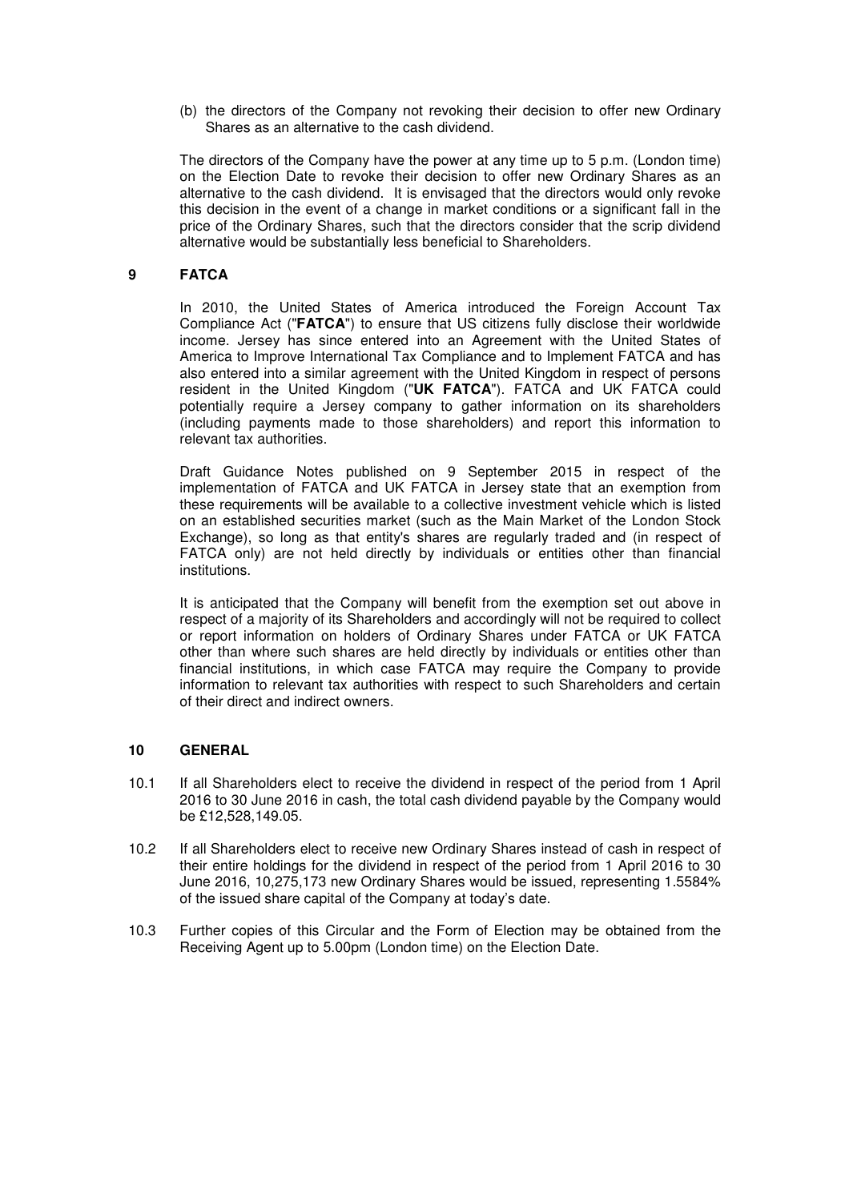(b) the directors of the Company not revoking their decision to offer new Ordinary Shares as an alternative to the cash dividend.

The directors of the Company have the power at any time up to 5 p.m. (London time) on the Election Date to revoke their decision to offer new Ordinary Shares as an alternative to the cash dividend. It is envisaged that the directors would only revoke this decision in the event of a change in market conditions or a significant fall in the price of the Ordinary Shares, such that the directors consider that the scrip dividend alternative would be substantially less beneficial to Shareholders.

## 9 FATCA

In 2010, the United States of America introduced the Foreign Account Tax Compliance Act ("**FATCA**") to ensure that US citizens fully disclose their worldwide income. Jersey has since entered into an Agreement with the United States of America to Improve International Tax Compliance and to Implement FATCA and has also entered into a similar agreement with the United Kingdom in respect of persons resident in the United Kingdom ("**UK FATCA**"). FATCA and UK FATCA could potentially require a Jersey company to gather information on its shareholders (including payments made to those shareholders) and report this information to relevant tax authorities.

Draft Guidance Notes published on 9 September 2015 in respect of the implementation of FATCA and UK FATCA in Jersey state that an exemption from these requirements will be available to a collective investment vehicle which is listed on an established securities market (such as the Main Market of the London Stock Exchange), so long as that entity's shares are regularly traded and (in respect of FATCA only) are not held directly by individuals or entities other than financial institutions.

It is anticipated that the Company will benefit from the exemption set out above in respect of a majority of its Shareholders and accordingly will not be required to collect or report information on holders of Ordinary Shares under FATCA or UK FATCA other than where such shares are held directly by individuals or entities other than financial institutions, in which case FATCA may require the Company to provide information to relevant tax authorities with respect to such Shareholders and certain of their direct and indirect owners.

## 10 GENERAL

10.1 If all Shareholders elect to receive the dividend in respect of the period from 1 April 2016 to 30 June 2016 in cash, the total cash dividend payable by the Company would be £12,528,149.05.

10.2 If all Shareholders elect to receive new Ordinary Shares instead of cash in respect of their entire holdings for the dividend in respect of the period from 1 April 2016 to 30 June 2016, 10,275,173 new Ordinary Shares would be issued, representing 1.5584% of the issued share capital of the Company at today's date.

10.3 Further copies of this Circular and the Form of Election may be obtained from the Receiving Agent up to 5.00pm (London time) on the Election Date.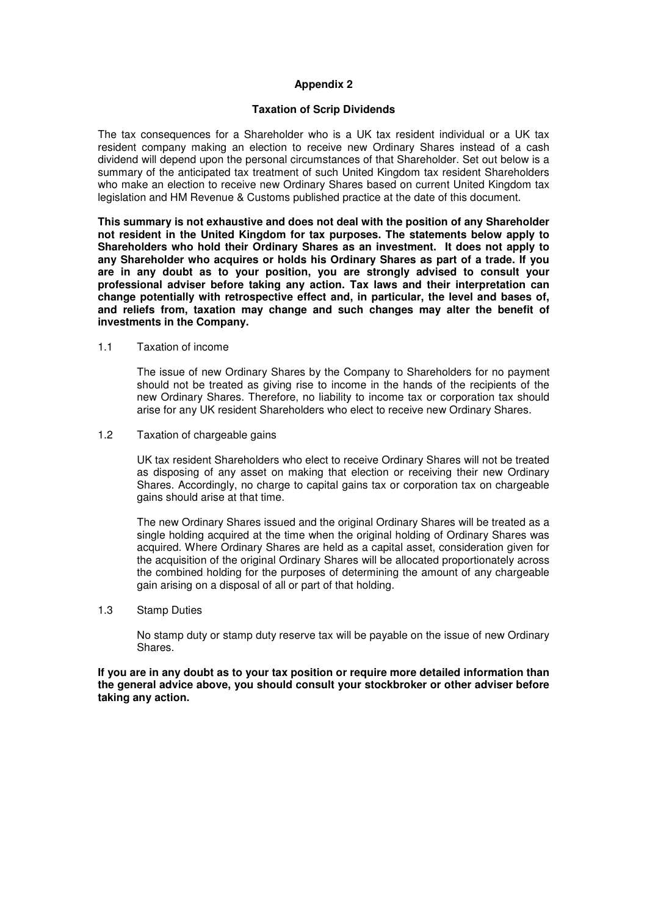## Appendix 2

### Taxation of Scrip Dividends

The tax consequences for a Shareholder who is a UK tax resident individual or a UK tax resident company making an election to receive new Ordinary Shares instead of a cash dividend will depend upon the personal circumstances of that Shareholder. Set out below is a summary of the anticipated tax treatment of such United Kingdom tax resident Shareholders who make an election to receive new Ordinary Shares based on current United Kingdom tax legislation and HM Revenue & Customs published practice at the date of this document.

**This summary is not exhaustive and does not deal with the position of any Shareholder not resident in the United Kingdom for tax purposes. The statements below apply to Shareholders who hold their Ordinary Shares as an investment. It does not apply to any Shareholder who acquires or holds his Ordinary Shares as part of a trade. If you are in any doubt as to your position, you are strongly advised to consult your professional adviser before taking any action. Tax laws and their interpretation can change potentially with retrospective effect and, in particular, the level and bases of, and reliefs from, taxation may change and such changes may alter the benefit of investments in the Company.**

1.1 Taxation of income

The issue of new Ordinary Shares by the Company to Shareholders for no payment should not be treated as giving rise to income in the hands of the recipients of the new Ordinary Shares. Therefore, no liability to income tax or corporation tax should arise for any UK resident Shareholders who elect to receive new Ordinary Shares.

1.2 Taxation of chargeable gains

UK tax resident Shareholders who elect to receive Ordinary Shares will not be treated as disposing of any asset on making that election or receiving their new Ordinary Shares. Accordingly, no charge to capital gains tax or corporation tax on chargeable gains should arise at that time.

The new Ordinary Shares issued and the original Ordinary Shares will be treated as a single holding acquired at the time when the original holding of Ordinary Shares was acquired. Where Ordinary Shares are held as a capital asset, consideration given for the acquisition of the original Ordinary Shares will be allocated proportionately across the combined holding for the purposes of determining the amount of any chargeable gain arising on a disposal of all or part of that holding.

1.3 Stamp Duties

No stamp duty or stamp duty reserve tax will be payable on the issue of new Ordinary Shares.

**If you are in any doubt as to your tax position or require more detailed information than the general advice above, you should consult your stockbroker or other adviser before taking any action.**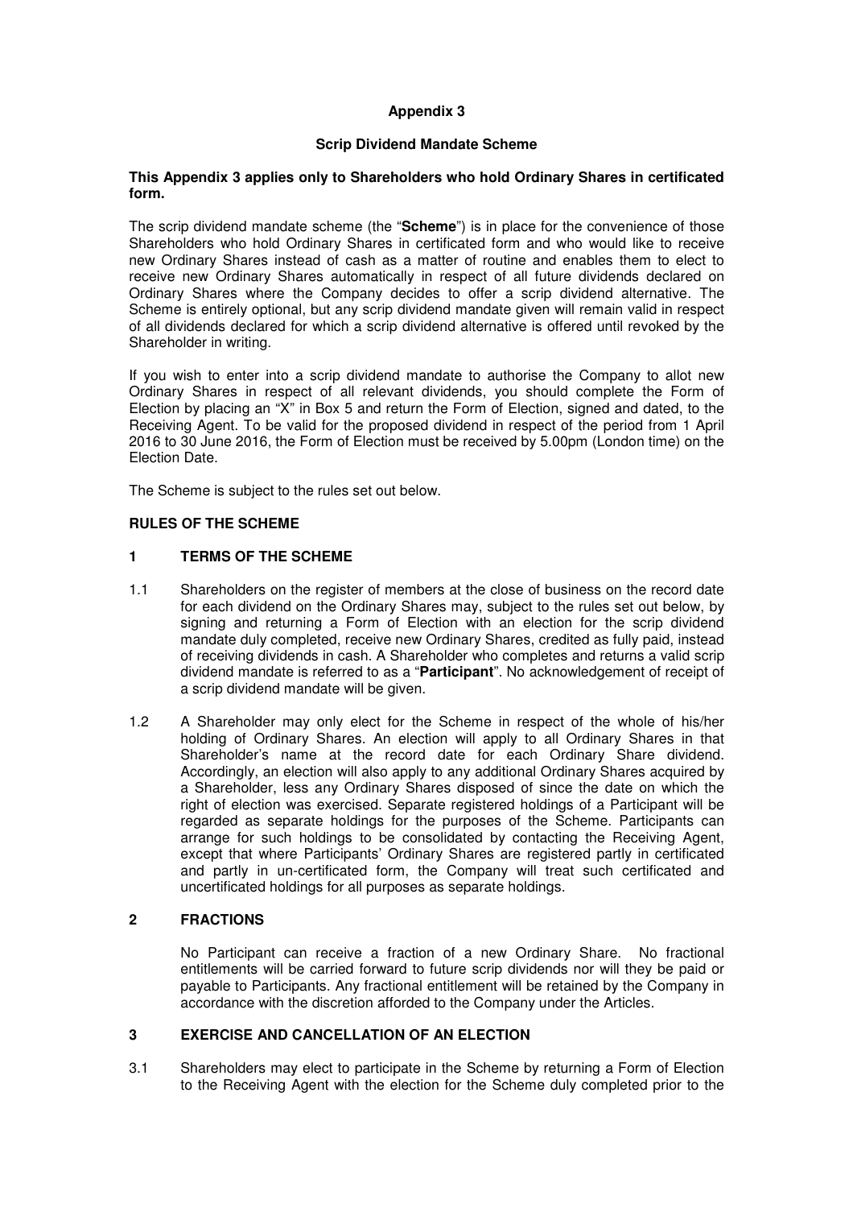## Appendix 3

### Scrip Dividend Mandate Scheme

**This Appendix 3 applies only to Shareholders who hold Ordinary Shares in certificated form.**

The scrip dividend mandate scheme (the "**Scheme**") is in place for the convenience of those Shareholders who hold Ordinary Shares in certificated form and who would like to receive new Ordinary Shares instead of cash as a matter of routine and enables them to elect to receive new Ordinary Shares automatically in respect of all future dividends declared on Ordinary Shares where the Company decides to offer a scrip dividend alternative. The Scheme is entirely optional, but any scrip dividend mandate given will remain valid in respect of all dividends declared for which a scrip dividend alternative is offered until revoked by the Shareholder in writing.

If you wish to enter into a scrip dividend mandate to authorise the Company to allot new Ordinary Shares in respect of all relevant dividends, you should complete the Form of Election by placing an "X" in Box 5 and return the Form of Election, signed and dated, to the Receiving Agent. To be valid for the proposed dividend in respect of the period from 1 April 2016 to 30 June 2016, the Form of Election must be received by 5.00pm (London time) on the Election Date.

The Scheme is subject to the rules set out below.

### RULES OF THE SCHEME

#### 1 TERMS OF THE SCHEME

1.1 Shareholders on the register of members at the close of business on the record date for each dividend on the Ordinary Shares may, subject to the rules set out below, by signing and returning a Form of Election with an election for the scrip dividend mandate duly completed, receive new Ordinary Shares, credited as fully paid, instead of receiving dividends in cash. A Shareholder who completes and returns a valid scrip dividend mandate is referred to as a "**Participant**". No acknowledgement of receipt of a scrip dividend mandate will be given.

1.2 A Shareholder may only elect for the Scheme in respect of the whole of his/her holding of Ordinary Shares. An election will apply to all Ordinary Shares in that Shareholder's name at the record date for each Ordinary Share dividend. Accordingly, an election will also apply to any additional Ordinary Shares acquired by a Shareholder, less any Ordinary Shares disposed of since the date on which the right of election was exercised. Separate registered holdings of a Participant will be regarded as separate holdings for the purposes of the Scheme. Participants can arrange for such holdings to be consolidated by contacting the Receiving Agent, except that where Participants' Ordinary Shares are registered partly in certificated and partly in un-certificated form, the Company will treat such certificated and uncertificated holdings for all purposes as separate holdings.

#### 2 FRACTIONS

No Participant can receive a fraction of a new Ordinary Share. No fractional entitlements will be carried forward to future scrip dividends nor will they be paid or payable to Participants. Any fractional entitlement will be retained by the Company in accordance with the discretion afforded to the Company under the Articles.

#### 3 EXERCISE AND CANCELLATION OF AN ELECTION

3.1 Shareholders may elect to participate in the Scheme by returning a Form of Election to the Receiving Agent with the election for the Scheme duly completed prior to the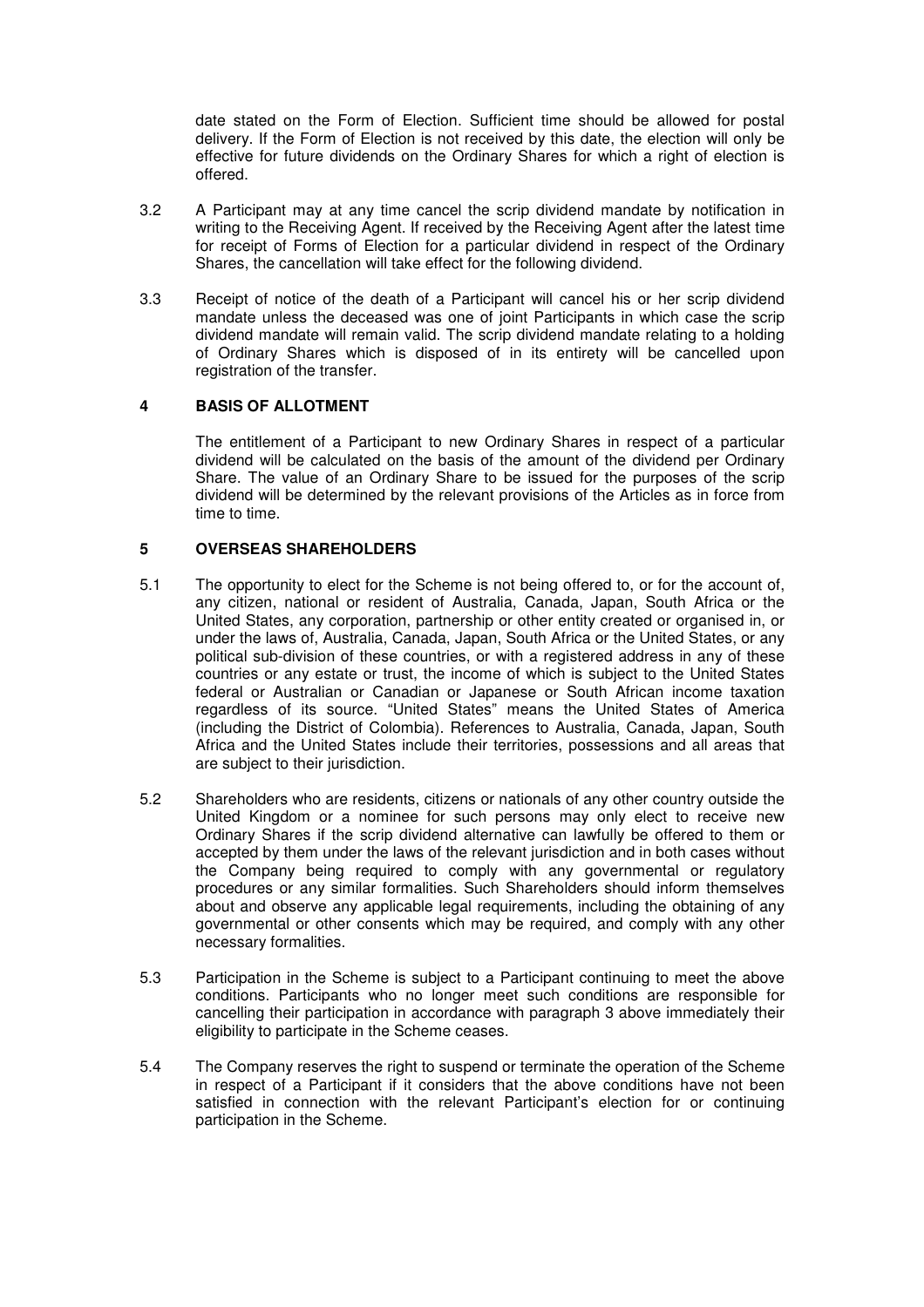date stated on the Form of Election. Sufficient time should be allowed for postal delivery. If the Form of Election is not received by this date, the election will only be effective for future dividends on the Ordinary Shares for which a right of election is offered.

3.2 A Participant may at any time cancel the scrip dividend mandate by notification in writing to the Receiving Agent. If received by the Receiving Agent after the latest time for receipt of Forms of Election for a particular dividend in respect of the Ordinary Shares, the cancellation will take effect for the following dividend.

3.3 Receipt of notice of the death of a Participant will cancel his or her scrip dividend mandate unless the deceased was one of joint Participants in which case the scrip dividend mandate will remain valid. The scrip dividend mandate relating to a holding of Ordinary Shares which is disposed of in its entirety will be cancelled upon registration of the transfer.

## 4 BASIS OF ALLOTMENT

The entitlement of a Participant to new Ordinary Shares in respect of a particular dividend will be calculated on the basis of the amount of the dividend per Ordinary Share. The value of an Ordinary Share to be issued for the purposes of the scrip dividend will be determined by the relevant provisions of the Articles as in force from time to time.

## 5 OVERSEAS SHAREHOLDERS

5.1 The opportunity to elect for the Scheme is not being offered to, or for the account of, any citizen, national or resident of Australia, Canada, Japan, South Africa or the United States, any corporation, partnership or other entity created or organised in, or under the laws of, Australia, Canada, Japan, South Africa or the United States, or any political sub-division of these countries, or with a registered address in any of these countries or any estate or trust, the income of which is subject to the United States federal or Australian or Canadian or Japanese or South African income taxation regardless of its source. "United States" means the United States of America (including the District of Colombia). References to Australia, Canada, Japan, South Africa and the United States include their territories, possessions and all areas that are subject to their jurisdiction.

5.2 Shareholders who are residents, citizens or nationals of any other country outside the United Kingdom or a nominee for such persons may only elect to receive new Ordinary Shares if the scrip dividend alternative can lawfully be offered to them or accepted by them under the laws of the relevant jurisdiction and in both cases without the Company being required to comply with any governmental or regulatory procedures or any similar formalities. Such Shareholders should inform themselves about and observe any applicable legal requirements, including the obtaining of any governmental or other consents which may be required, and comply with any other necessary formalities.

5.3 Participation in the Scheme is subject to a Participant continuing to meet the above conditions. Participants who no longer meet such conditions are responsible for cancelling their participation in accordance with paragraph 3 above immediately their eligibility to participate in the Scheme ceases.

5.4 The Company reserves the right to suspend or terminate the operation of the Scheme in respect of a Participant if it considers that the above conditions have not been satisfied in connection with the relevant Participant's election for or continuing participation in the Scheme.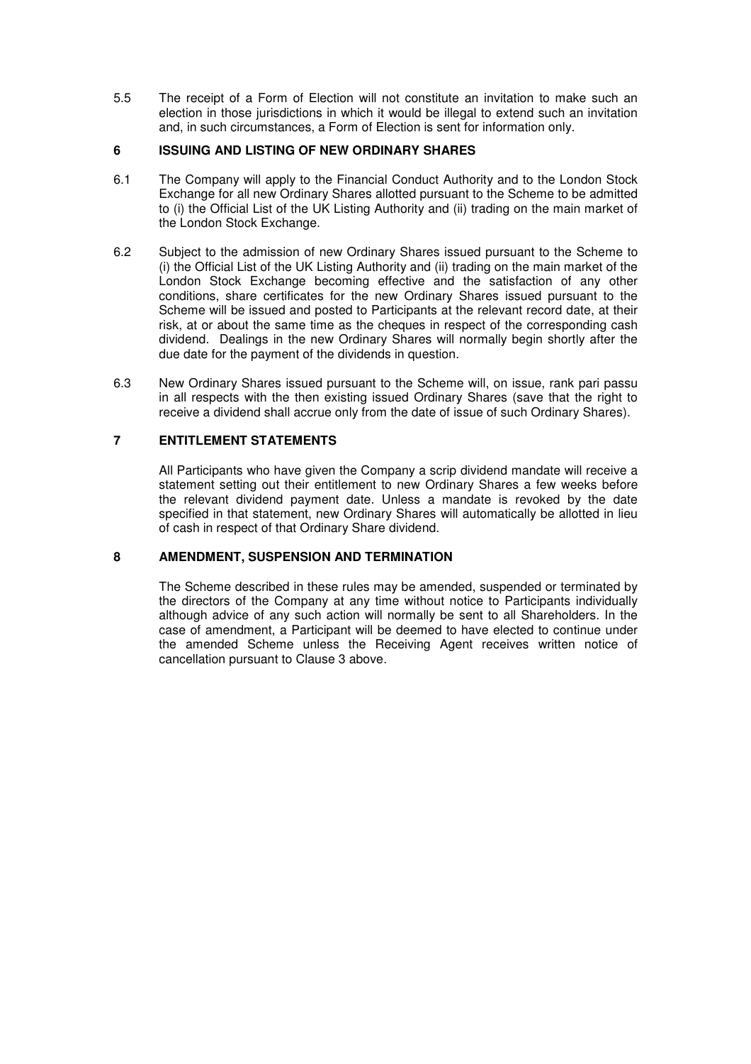5.5 The receipt of a Form of Election will not constitute an invitation to make such an election in those jurisdictions in which it would be illegal to extend such an invitation and, in such circumstances, a Form of Election is sent for information only.

## 6 ISSUING AND LISTING OF NEW ORDINARY SHARES

6.1 The Company will apply to the Financial Conduct Authority and to the London Stock Exchange for all new Ordinary Shares allotted pursuant to the Scheme to be admitted to (i) the Official List of the UK Listing Authority and (ii) trading on the main market of the London Stock Exchange.

6.2 Subject to the admission of new Ordinary Shares issued pursuant to the Scheme to (i) the Official List of the UK Listing Authority and (ii) trading on the main market of the London Stock Exchange becoming effective and the satisfaction of any other conditions, share certificates for the new Ordinary Shares issued pursuant to the Scheme will be issued and posted to Participants at the relevant record date, at their risk, at or about the same time as the cheques in respect of the corresponding cash dividend. Dealings in the new Ordinary Shares will normally begin shortly after the due date for the payment of the dividends in question.

6.3 New Ordinary Shares issued pursuant to the Scheme will, on issue, rank pari passu in all respects with the then existing issued Ordinary Shares (save that the right to receive a dividend shall accrue only from the date of issue of such Ordinary Shares).

## 7 ENTITLEMENT STATEMENTS

All Participants who have given the Company a scrip dividend mandate will receive a statement setting out their entitlement to new Ordinary Shares a few weeks before the relevant dividend payment date. Unless a mandate is revoked by the date specified in that statement, new Ordinary Shares will automatically be allotted in lieu of cash in respect of that Ordinary Share dividend.

## 8 AMENDMENT, SUSPENSION AND TERMINATION

The Scheme described in these rules may be amended, suspended or terminated by the directors of the Company at any time without notice to Participants individually although advice of any such action will normally be sent to all Shareholders. In the case of amendment, a Participant will be deemed to have elected to continue under the amended Scheme unless the Receiving Agent receives written notice of cancellation pursuant to Clause 3 above.